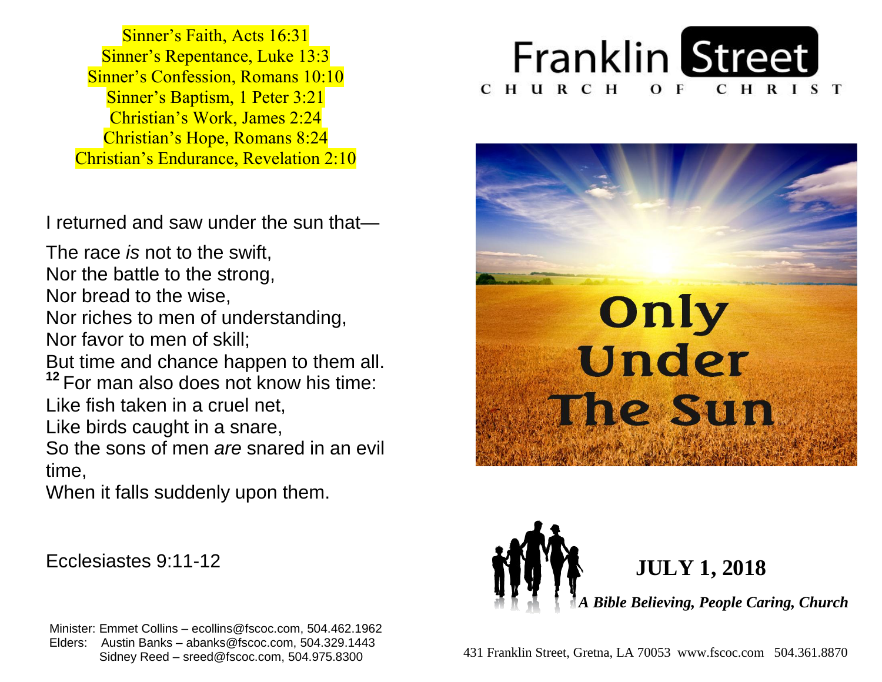Sinner's Faith, Acts 16:31
Sinner's Repentance, Luke 13:3
Sinner's Confession, Romans 10:10
Sinner's Baptism, 1 Peter 3:21
Christian's Work, James 2:24
Christian's Hope, Romans 8:24
Christian's Endurance, Revelation 2:10

I returned and saw under the sun that—

The race *is* not to the swift,
Nor the battle to the strong,
Nor bread to the wise,
Nor riches to men of understanding,
Nor favor to men of skill;
But time and chance happen to them all.
**12** For man also does not know his time:
Like fish taken in a cruel net,
Like birds caught in a snare,
So the sons of men *are* snared in an evil time,
When it falls suddenly upon them.

Ecclesiastes 9:11-12

Minister: Emmet Collins – ecollins@fscoc.com, 504.462.1962
Elders: Austin Banks – abanks@fscoc.com, 504.329.1443
Sidney Reed – sreed@fscoc.com, 504.975.8300

# Franklin Street
## CHURCH OF CHRIST

Only Under The Sun

**JULY 1, 2018**

***A Bible Believing, People Caring, Church***

431 Franklin Street, Gretna, LA 70053 www.fscoc.com 504.361.8870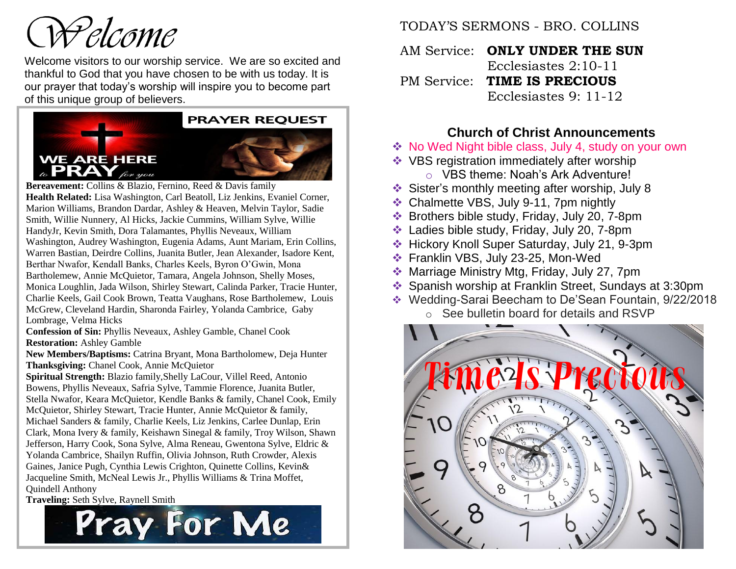# Welcome

Welcome visitors to our worship service. We are so excited and thankful to God that you have chosen to be with us today. It is our prayer that today's worship will inspire you to become part of this unique group of believers.

## PRAYER REQUEST

WE ARE HERE to PRAY for you

**Bereavement:** Collins & Blazio, Fernino, Reed & Davis family

**Health Related:** Lisa Washington, Carl Beatoll, Liz Jenkins, Evaniel Corner, Marion Williams, Brandon Dardar, Ashley & Heaven, Melvin Taylor, Sadie Smith, Willie Nunnery, Al Hicks, Jackie Cummins, William Sylve, Willie HandyJr, Kevin Smith, Dora Talamantes, Phyllis Neveaux, William Washington, Audrey Washington, Eugenia Adams, Aunt Mariam, Erin Collins, Warren Bastian, Deirdre Collins, Juanita Butler, Jean Alexander, Isadore Kent, Berthar Nwafor, Kendall Banks, Charles Keels, Byron O'Gwin, Mona Bartholemew, Annie McQuietor, Tamara, Angela Johnson, Shelly Moses, Monica Loughlin, Jada Wilson, Shirley Stewart, Calinda Parker, Tracie Hunter, Charlie Keels, Gail Cook Brown, Teatta Vaughans, Rose Bartholemew, Louis McGrew, Cleveland Hardin, Sharonda Fairley, Yolanda Cambrice, Gaby Lombrage, Velma Hicks

**Confession of Sin:** Phyllis Neveaux, Ashley Gamble, Chanel Cook

**Restoration:** Ashley Gamble

**New Members/Baptisms:** Catrina Bryant, Mona Bartholomew, Deja Hunter

**Thanksgiving:** Chanel Cook, Annie McQuietor

**Spiritual Strength:** Blazio family,Shelly LaCour, Villel Reed, Antonio Bowens, Phyllis Neveaux, Safria Sylve, Tammie Florence, Juanita Butler, Stella Nwafor, Keara McQuietor, Kendle Banks & family, Chanel Cook, Emily McQuietor, Shirley Stewart, Tracie Hunter, Annie McQuietor & family, Michael Sanders & family, Charlie Keels, Liz Jenkins, Carlee Dunlap, Erin Clark, Mona Ivery & family, Keishawn Sinegal & family, Troy Wilson, Shawn Jefferson, Harry Cook, Sona Sylve, Alma Reneau, Gwentona Sylve, Eldric & Yolanda Cambrice, Shailyn Ruffin, Olivia Johnson, Ruth Crowder, Alexis Gaines, Janice Pugh, Cynthia Lewis Crighton, Quinette Collins, Kevin& Jacqueline Smith, McNeal Lewis Jr., Phyllis Williams & Trina Moffet, Quindell Anthony

**Traveling:** Seth Sylve, Raynell Smith

Pray For Me

TODAY'S SERMONS - BRO. COLLINS

AM Service: **ONLY UNDER THE SUN**
Ecclesiastes 2:10-11

PM Service: **TIME IS PRECIOUS**
Ecclesiastes 9: 11-12

## Church of Christ Announcements

- No Wed Night bible class, July 4, study on your own
- VBS registration immediately after worship
  - VBS theme: Noah's Ark Adventure!
- Sister's monthly meeting after worship, July 8
- Chalmette VBS, July 9-11, 7pm nightly
- Brothers bible study, Friday, July 20, 7-8pm
- Ladies bible study, Friday, July 20, 7-8pm
- Hickory Knoll Super Saturday, July 21, 9-3pm
- Franklin VBS, July 23-25, Mon-Wed
- Marriage Ministry Mtg, Friday, July 27, 7pm
- Spanish worship at Franklin Street, Sundays at 3:30pm
- Wedding-Sarai Beecham to De'Sean Fountain, 9/22/2018
  - See bulletin board for details and RSVP

Time Is Precious